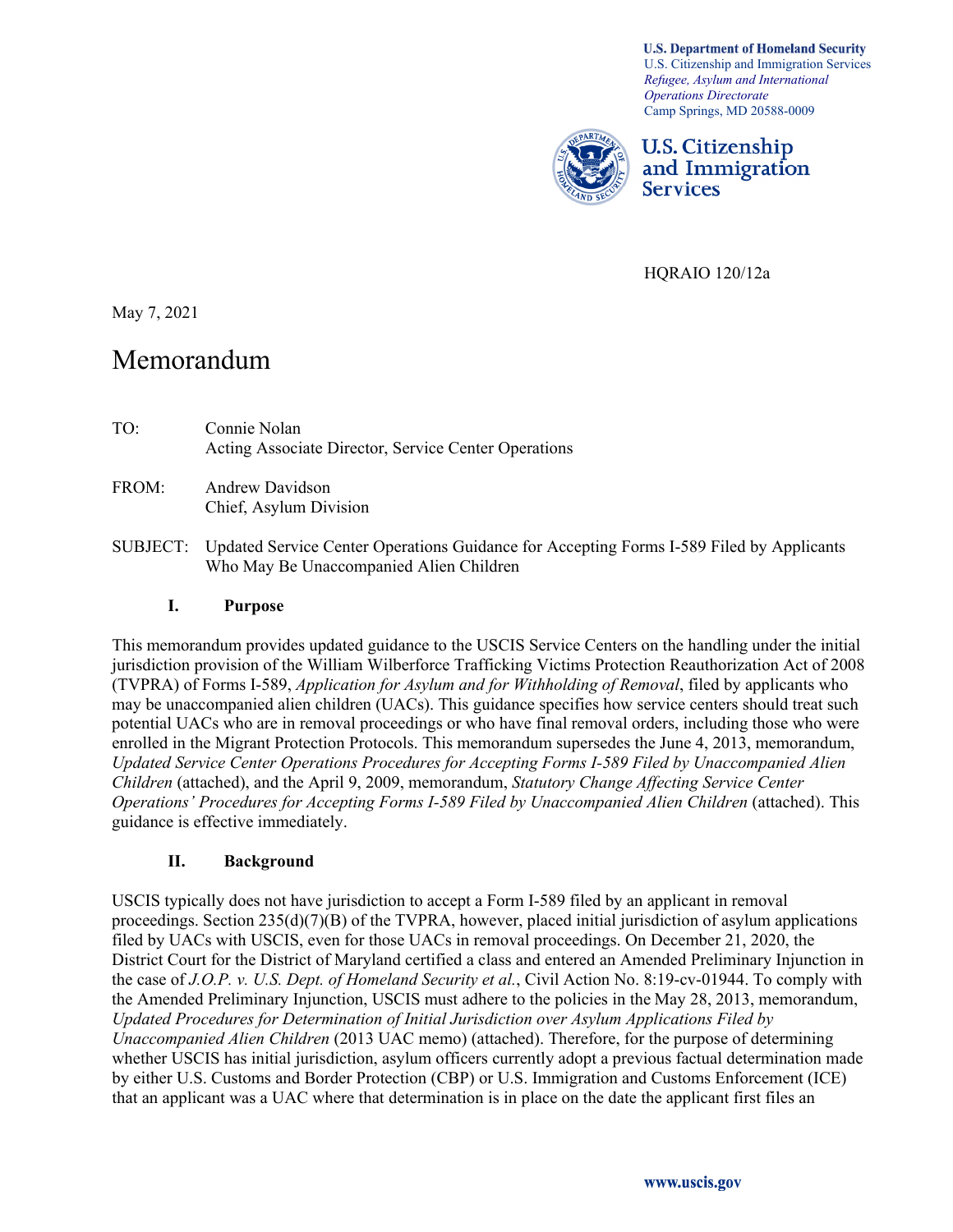**U.S. Department of Homeland Security**
U.S. Citizenship and Immigration Services
*Refugee, Asylum and International Operations Directorate*
Camp Springs, MD 20588-0009

**U.S. Citizenship and Immigration Services**

HQRAIO 120/12a

May 7, 2021

# Memorandum

TO: Connie Nolan
Acting Associate Director, Service Center Operations

FROM: Andrew Davidson
Chief, Asylum Division

SUBJECT: Updated Service Center Operations Guidance for Accepting Forms I-589 Filed by Applicants Who May Be Unaccompanied Alien Children

## I. Purpose

This memorandum provides updated guidance to the USCIS Service Centers on the handling under the initial jurisdiction provision of the William Wilberforce Trafficking Victims Protection Reauthorization Act of 2008 (TVPRA) of Forms I-589, *Application for Asylum and for Withholding of Removal*, filed by applicants who may be unaccompanied alien children (UACs). This guidance specifies how service centers should treat such potential UACs who are in removal proceedings or who have final removal orders, including those who were enrolled in the Migrant Protection Protocols. This memorandum supersedes the June 4, 2013, memorandum, *Updated Service Center Operations Procedures for Accepting Forms I-589 Filed by Unaccompanied Alien Children* (attached), and the April 9, 2009, memorandum, *Statutory Change Affecting Service Center Operations' Procedures for Accepting Forms I-589 Filed by Unaccompanied Alien Children* (attached). This guidance is effective immediately.

## II. Background

USCIS typically does not have jurisdiction to accept a Form I-589 filed by an applicant in removal proceedings. Section 235(d)(7)(B) of the TVPRA, however, placed initial jurisdiction of asylum applications filed by UACs with USCIS, even for those UACs in removal proceedings. On December 21, 2020, the District Court for the District of Maryland certified a class and entered an Amended Preliminary Injunction in the case of *J.O.P. v. U.S. Dept. of Homeland Security et al.*, Civil Action No. 8:19-cv-01944. To comply with the Amended Preliminary Injunction, USCIS must adhere to the policies in the May 28, 2013, memorandum, *Updated Procedures for Determination of Initial Jurisdiction over Asylum Applications Filed by Unaccompanied Alien Children* (2013 UAC memo) (attached). Therefore, for the purpose of determining whether USCIS has initial jurisdiction, asylum officers currently adopt a previous factual determination made by either U.S. Customs and Border Protection (CBP) or U.S. Immigration and Customs Enforcement (ICE) that an applicant was a UAC where that determination is in place on the date the applicant first files an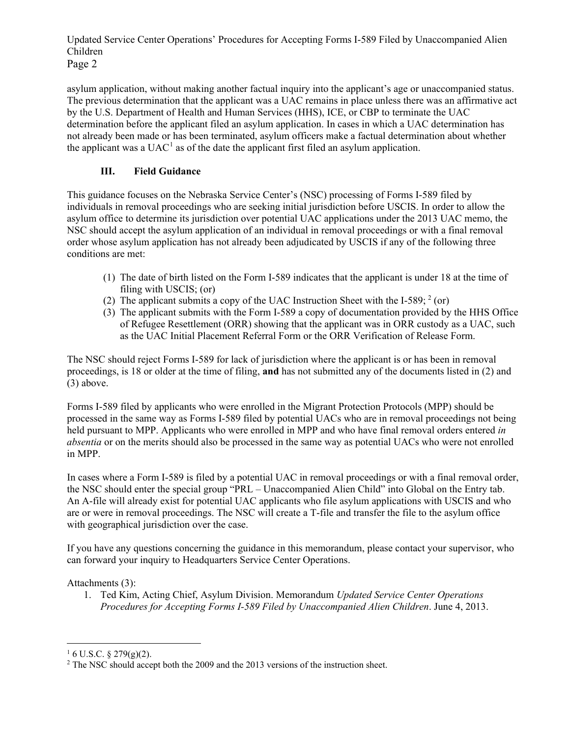asylum application, without making another factual inquiry into the applicant's age or unaccompanied status. The previous determination that the applicant was a UAC remains in place unless there was an affirmative act by the U.S. Department of Health and Human Services (HHS), ICE, or CBP to terminate the UAC determination before the applicant filed an asylum application. In cases in which a UAC determination has not already been made or has been terminated, asylum officers make a factual determination about whether the applicant was a UAC[1] as of the date the applicant first filed an asylum application.

### III. Field Guidance

This guidance focuses on the Nebraska Service Center's (NSC) processing of Forms I-589 filed by individuals in removal proceedings who are seeking initial jurisdiction before USCIS. In order to allow the asylum office to determine its jurisdiction over potential UAC applications under the 2013 UAC memo, the NSC should accept the asylum application of an individual in removal proceedings or with a final removal order whose asylum application has not already been adjudicated by USCIS if any of the following three conditions are met:

(1) The date of birth listed on the Form I-589 indicates that the applicant is under 18 at the time of filing with USCIS; (or)
(2) The applicant submits a copy of the UAC Instruction Sheet with the I-589; [2] (or)
(3) The applicant submits with the Form I-589 a copy of documentation provided by the HHS Office of Refugee Resettlement (ORR) showing that the applicant was in ORR custody as a UAC, such as the UAC Initial Placement Referral Form or the ORR Verification of Release Form.

The NSC should reject Forms I-589 for lack of jurisdiction where the applicant is or has been in removal proceedings, is 18 or older at the time of filing, **and** has not submitted any of the documents listed in (2) and (3) above.

Forms I-589 filed by applicants who were enrolled in the Migrant Protection Protocols (MPP) should be processed in the same way as Forms I-589 filed by potential UACs who are in removal proceedings not being held pursuant to MPP. Applicants who were enrolled in MPP and who have final removal orders entered *in absentia* or on the merits should also be processed in the same way as potential UACs who were not enrolled in MPP.

In cases where a Form I-589 is filed by a potential UAC in removal proceedings or with a final removal order, the NSC should enter the special group "PRL – Unaccompanied Alien Child" into Global on the Entry tab. An A-file will already exist for potential UAC applicants who file asylum applications with USCIS and who are or were in removal proceedings. The NSC will create a T-file and transfer the file to the asylum office with geographical jurisdiction over the case.

If you have any questions concerning the guidance in this memorandum, please contact your supervisor, who can forward your inquiry to Headquarters Service Center Operations.

Attachments (3):

1. Ted Kim, Acting Chief, Asylum Division. Memorandum *Updated Service Center Operations Procedures for Accepting Forms I-589 Filed by Unaccompanied Alien Children*. June 4, 2013.

---

[1] 6 U.S.C. § 279(g)(2).

[2] The NSC should accept both the 2009 and the 2013 versions of the instruction sheet.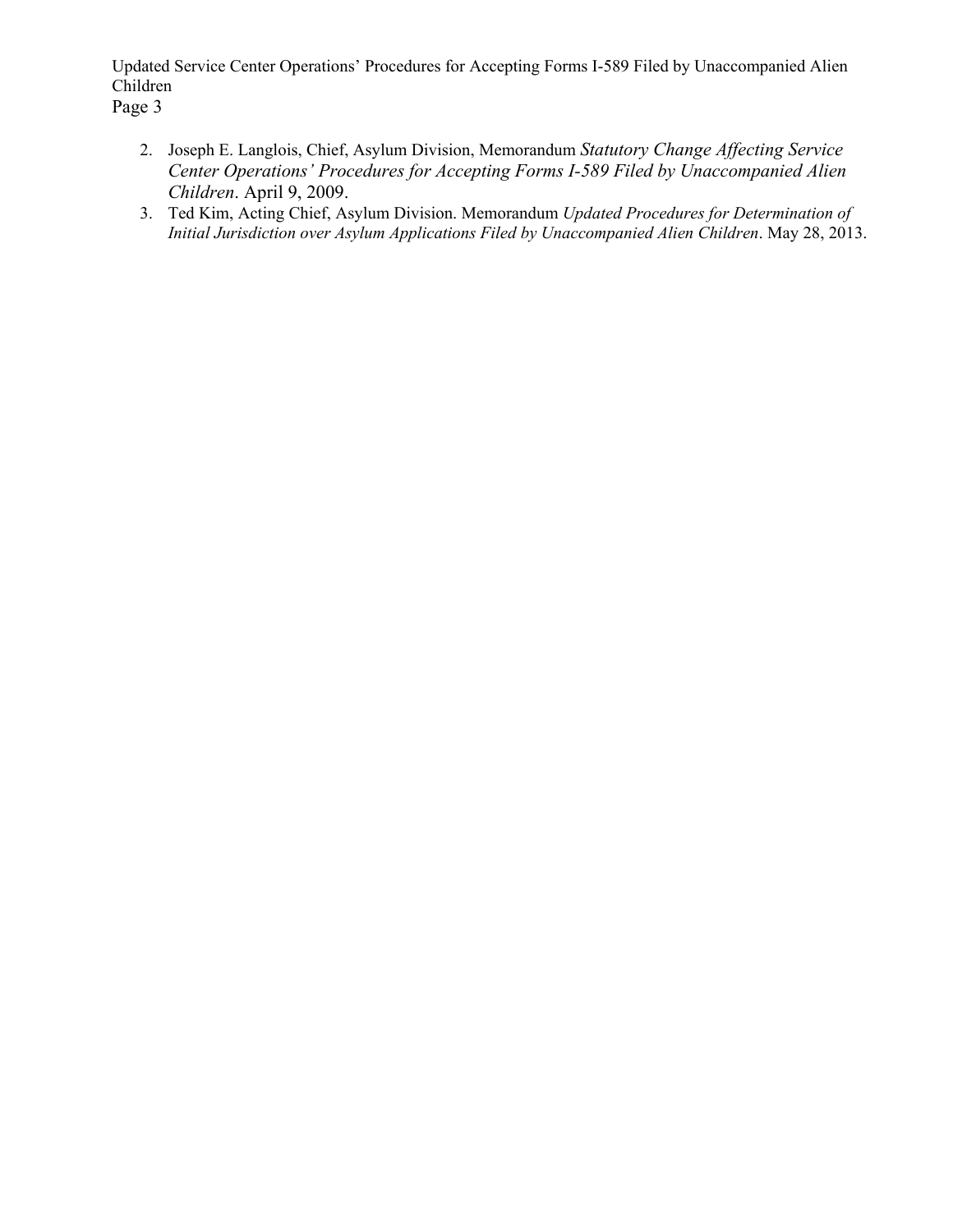2. Joseph E. Langlois, Chief, Asylum Division, Memorandum *Statutory Change Affecting Service Center Operations' Procedures for Accepting Forms I-589 Filed by Unaccompanied Alien Children*. April 9, 2009.
3. Ted Kim, Acting Chief, Asylum Division. Memorandum *Updated Procedures for Determination of Initial Jurisdiction over Asylum Applications Filed by Unaccompanied Alien Children*. May 28, 2013.